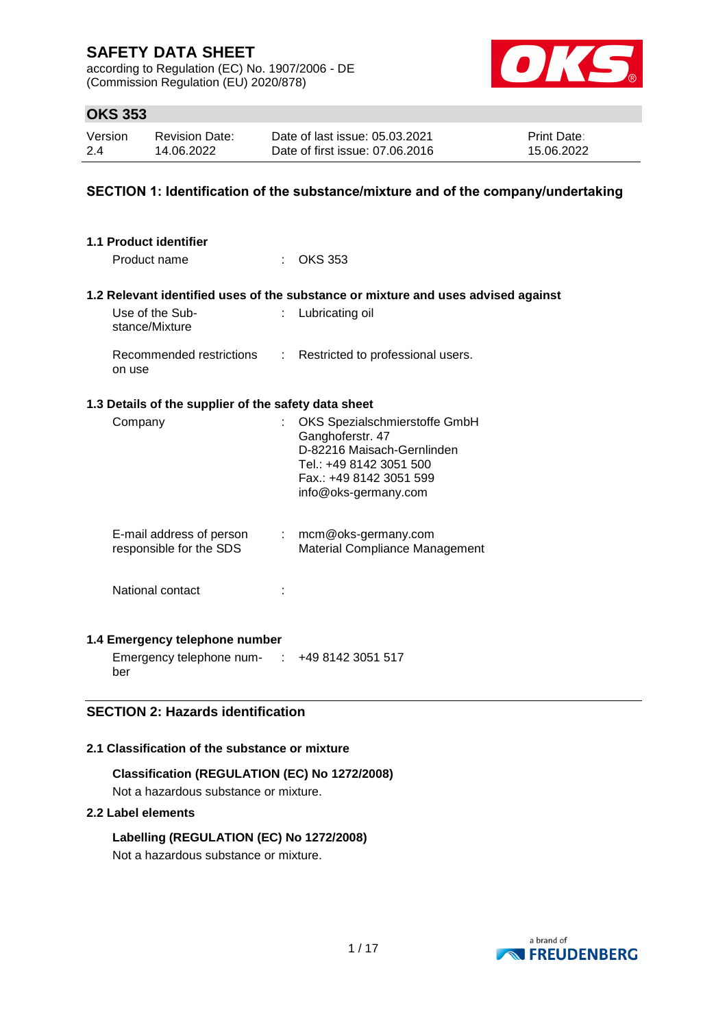# SAFETY DATA SHEET

according to Regulation (EC) No. 1907/2006 - DE
(Commission Regulation (EU) 2020/878)

## OKS 353

| Version | Revision Date: | Date of last issue: 05.03.2021 | Print Date: |
|---|---|---|---|
| 2.4 | 14.06.2022 | Date of first issue: 07.06.2016 | 15.06.2022 |

## SECTION 1: Identification of the substance/mixture and of the company/undertaking

### 1.1 Product identifier

Product name : OKS 353

### 1.2 Relevant identified uses of the substance or mixture and uses advised against

Use of the Substance/Mixture : Lubricating oil

Recommended restrictions on use : Restricted to professional users.

### 1.3 Details of the supplier of the safety data sheet

Company : OKS Spezialschmierstoffe GmbH
Ganghoferstr. 47
D-82216 Maisach-Gernlinden
Tel.: +49 8142 3051 500
Fax.: +49 8142 3051 599
info@oks-germany.com

E-mail address of person responsible for the SDS : mcm@oks-germany.com
Material Compliance Management

National contact :

### 1.4 Emergency telephone number

Emergency telephone number : +49 8142 3051 517

## SECTION 2: Hazards identification

### 2.1 Classification of the substance or mixture

**Classification (REGULATION (EC) No 1272/2008)**

Not a hazardous substance or mixture.

### 2.2 Label elements

**Labelling (REGULATION (EC) No 1272/2008)**

Not a hazardous substance or mixture.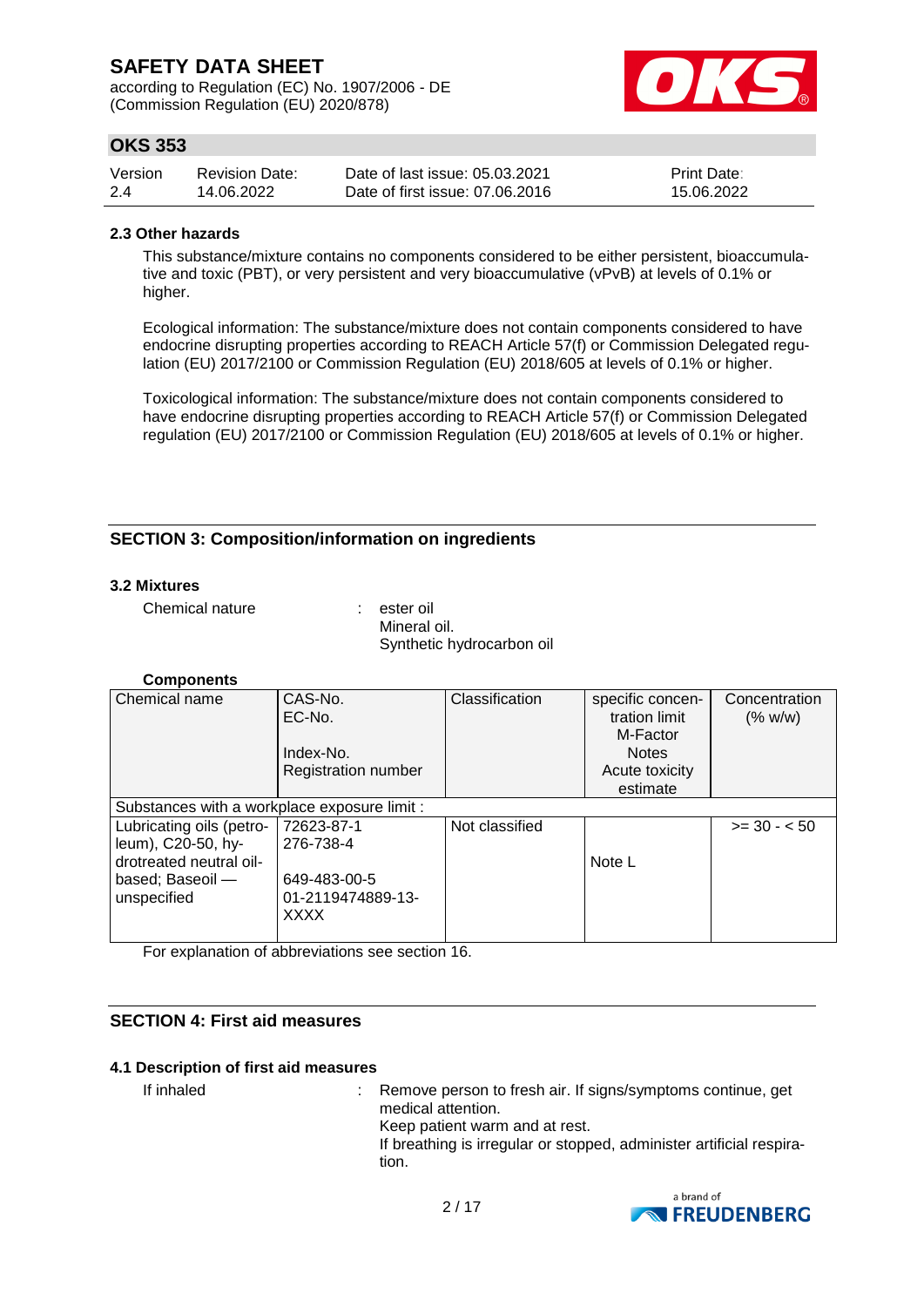### 2.3 Other hazards

This substance/mixture contains no components considered to be either persistent, bioaccumulative and toxic (PBT), or very persistent and very bioaccumulative (vPvB) at levels of 0.1% or higher.

Ecological information: The substance/mixture does not contain components considered to have endocrine disrupting properties according to REACH Article 57(f) or Commission Delegated regulation (EU) 2017/2100 or Commission Regulation (EU) 2018/605 at levels of 0.1% or higher.

Toxicological information: The substance/mixture does not contain components considered to have endocrine disrupting properties according to REACH Article 57(f) or Commission Delegated regulation (EU) 2017/2100 or Commission Regulation (EU) 2018/605 at levels of 0.1% or higher.

## SECTION 3: Composition/information on ingredients

### 3.2 Mixtures

Chemical nature : ester oil
Mineral oil.
Synthetic hydrocarbon oil

**Components**

| Chemical name | CAS-No.<br>EC-No.<br><br>Index-No.<br>Registration number | Classification | specific concentration limit<br>M-Factor<br>Notes<br>Acute toxicity estimate | Concentration (% w/w) |
|---|---|---|---|---|
| Substances with a workplace exposure limit : | | | | |
| Lubricating oils (petroleum), C20-50, hydrotreated neutral oil-based; Baseoil — unspecified | 72623-87-1<br>276-738-4<br><br>649-483-00-5<br>01-2119474889-13-XXXX | Not classified | <br><br>Note L | >= 30 - < 50 |

For explanation of abbreviations see section 16.

## SECTION 4: First aid measures

### 4.1 Description of first aid measures

If inhaled : Remove person to fresh air. If signs/symptoms continue, get medical attention.
Keep patient warm and at rest.
If breathing is irregular or stopped, administer artificial respiration.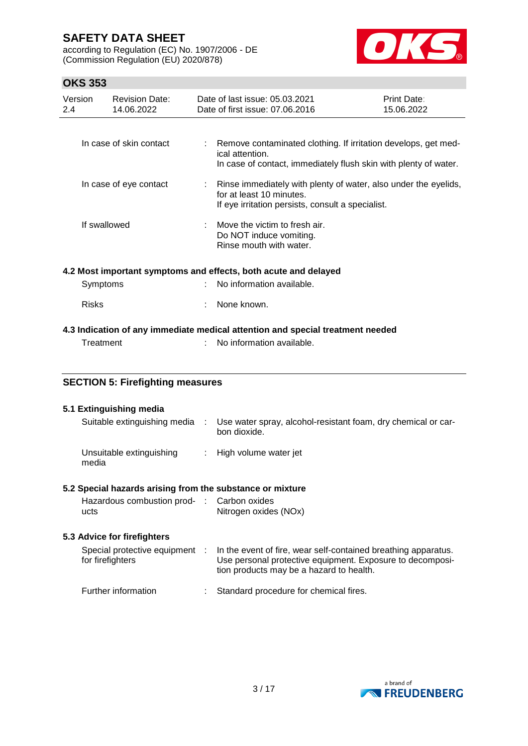| | | |
|---|---|---|
| In case of skin contact | : | Remove contaminated clothing. If irritation develops, get medical attention.<br>In case of contact, immediately flush skin with plenty of water. |
| In case of eye contact | : | Rinse immediately with plenty of water, also under the eyelids, for at least 10 minutes.<br>If eye irritation persists, consult a specialist. |
| If swallowed | : | Move the victim to fresh air.<br>Do NOT induce vomiting.<br>Rinse mouth with water. |

### 4.2 Most important symptoms and effects, both acute and delayed

| | | |
|---|---|---|
| Symptoms | : | No information available. |
| Risks | : | None known. |

### 4.3 Indication of any immediate medical attention and special treatment needed

| | | |
|---|---|---|
| Treatment | : | No information available. |

## SECTION 5: Firefighting measures

### 5.1 Extinguishing media

| | | |
|---|---|---|
| Suitable extinguishing media | : | Use water spray, alcohol-resistant foam, dry chemical or carbon dioxide. |
| Unsuitable extinguishing media | : | High volume water jet |

### 5.2 Special hazards arising from the substance or mixture

| | | |
|---|---|---|
| Hazardous combustion products | : | Carbon oxides<br>Nitrogen oxides (NOx) |

### 5.3 Advice for firefighters

| | | |
|---|---|---|
| Special protective equipment for firefighters | : | In the event of fire, wear self-contained breathing apparatus. Use personal protective equipment. Exposure to decomposition products may be a hazard to health. |
| Further information | : | Standard procedure for chemical fires. |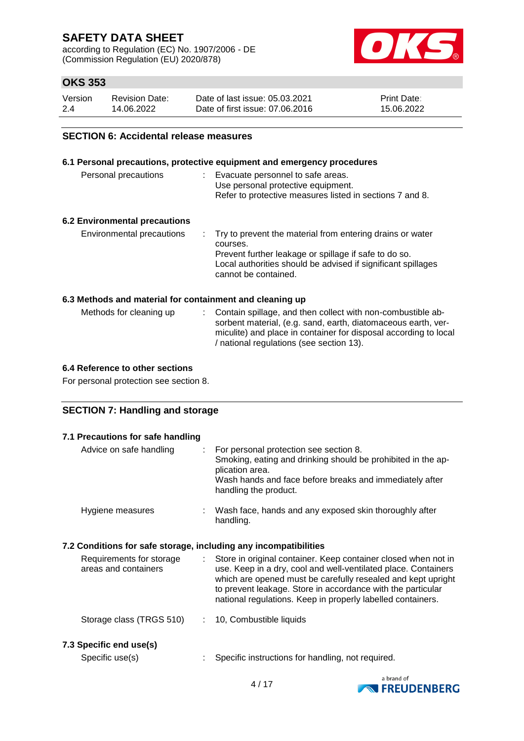## SECTION 6: Accidental release measures

### 6.1 Personal precautions, protective equipment and emergency procedures

| | | |
|---|---|---|
| Personal precautions | : | Evacuate personnel to safe areas.<br>Use personal protective equipment.<br>Refer to protective measures listed in sections 7 and 8. |

### 6.2 Environmental precautions

| | | |
|---|---|---|
| Environmental precautions | : | Try to prevent the material from entering drains or water courses.<br>Prevent further leakage or spillage if safe to do so.<br>Local authorities should be advised if significant spillages cannot be contained. |

### 6.3 Methods and material for containment and cleaning up

| | | |
|---|---|---|
| Methods for cleaning up | : | Contain spillage, and then collect with non-combustible absorbent material, (e.g. sand, earth, diatomaceous earth, vermiculite) and place in container for disposal according to local / national regulations (see section 13). |

### 6.4 Reference to other sections

For personal protection see section 8.

## SECTION 7: Handling and storage

### 7.1 Precautions for safe handling

| | | |
|---|---|---|
| Advice on safe handling | : | For personal protection see section 8.<br>Smoking, eating and drinking should be prohibited in the application area.<br>Wash hands and face before breaks and immediately after handling the product. |
| Hygiene measures | : | Wash face, hands and any exposed skin thoroughly after handling. |

### 7.2 Conditions for safe storage, including any incompatibilities

| | | |
|---|---|---|
| Requirements for storage areas and containers | : | Store in original container. Keep container closed when not in use. Keep in a dry, cool and well-ventilated place. Containers which are opened must be carefully resealed and kept upright to prevent leakage. Store in accordance with the particular national regulations. Keep in properly labelled containers. |
| Storage class (TRGS 510) | : | 10, Combustible liquids |

### 7.3 Specific end use(s)

| | | |
|---|---|---|
| Specific use(s) | : | Specific instructions for handling, not required. |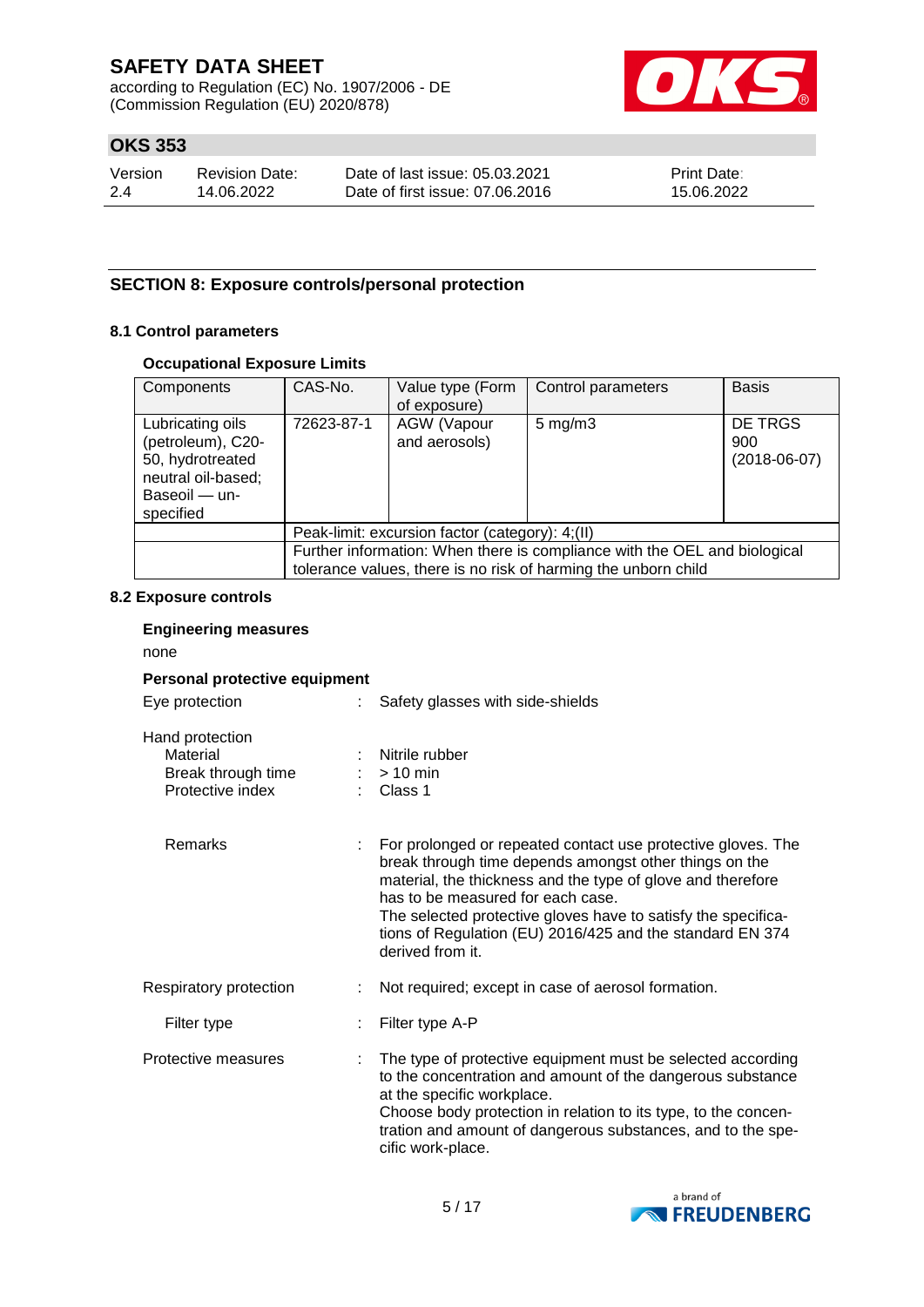## SECTION 8: Exposure controls/personal protection

### 8.1 Control parameters

**Occupational Exposure Limits**

| Components | CAS-No. | Value type (Form of exposure) | Control parameters | Basis |
|---|---|---|---|---|
| Lubricating oils (petroleum), C20-50, hydrotreated neutral oil-based; Baseoil — unspecified | 72623-87-1 | AGW (Vapour and aerosols) | 5 mg/m3 | DE TRGS 900 (2018-06-07) |
| | Peak-limit: excursion factor (category): 4;(II) | | | |
| | Further information: When there is compliance with the OEL and biological tolerance values, there is no risk of harming the unborn child | | | |

### 8.2 Exposure controls

**Engineering measures**

none

**Personal protective equipment**

Eye protection : Safety glasses with side-shields

Hand protection
- Material : Nitrile rubber
- Break through time : > 10 min
- Protective index : Class 1

Remarks : For prolonged or repeated contact use protective gloves. The break through time depends amongst other things on the material, the thickness and the type of glove and therefore has to be measured for each case.
The selected protective gloves have to satisfy the specifications of Regulation (EU) 2016/425 and the standard EN 374 derived from it.

Respiratory protection : Not required; except in case of aerosol formation.

Filter type : Filter type A-P

Protective measures : The type of protective equipment must be selected according to the concentration and amount of the dangerous substance at the specific workplace.
Choose body protection in relation to its type, to the concentration and amount of dangerous substances, and to the specific work-place.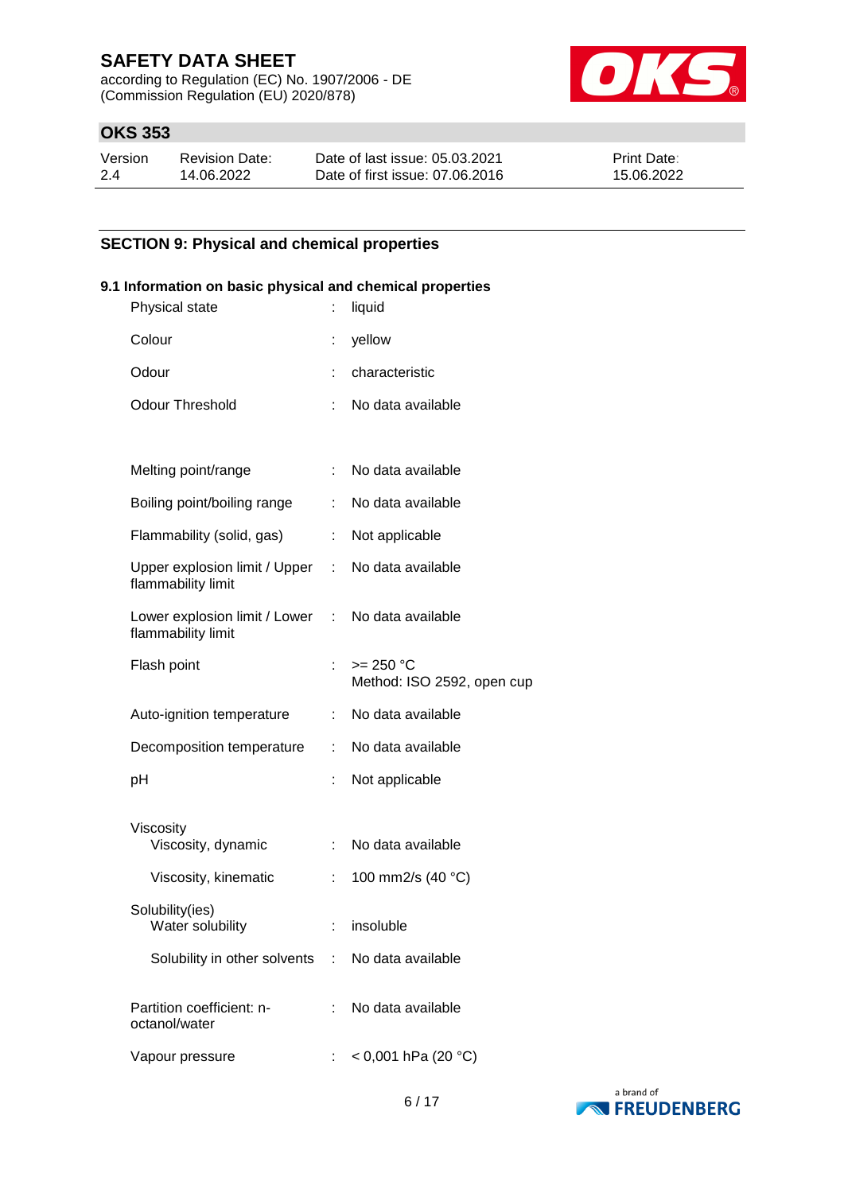## SECTION 9: Physical and chemical properties

### 9.1 Information on basic physical and chemical properties

| Property | | Value |
|---|---|---|
| Physical state | : | liquid |
| Colour | : | yellow |
| Odour | : | characteristic |
| Odour Threshold | : | No data available |
| Melting point/range | : | No data available |
| Boiling point/boiling range | : | No data available |
| Flammability (solid, gas) | : | Not applicable |
| Upper explosion limit / Upper flammability limit | : | No data available |
| Lower explosion limit / Lower flammability limit | : | No data available |
| Flash point | : | >= 250 °C<br>Method: ISO 2592, open cup |
| Auto-ignition temperature | : | No data available |
| Decomposition temperature | : | No data available |
| pH | : | Not applicable |
| Viscosity | | |
| Viscosity, dynamic | : | No data available |
| Viscosity, kinematic | : | 100 mm2/s (40 °C) |
| Solubility(ies) | | |
| Water solubility | : | insoluble |
| Solubility in other solvents | : | No data available |
| Partition coefficient: n-octanol/water | : | No data available |
| Vapour pressure | : | < 0,001 hPa (20 °C) |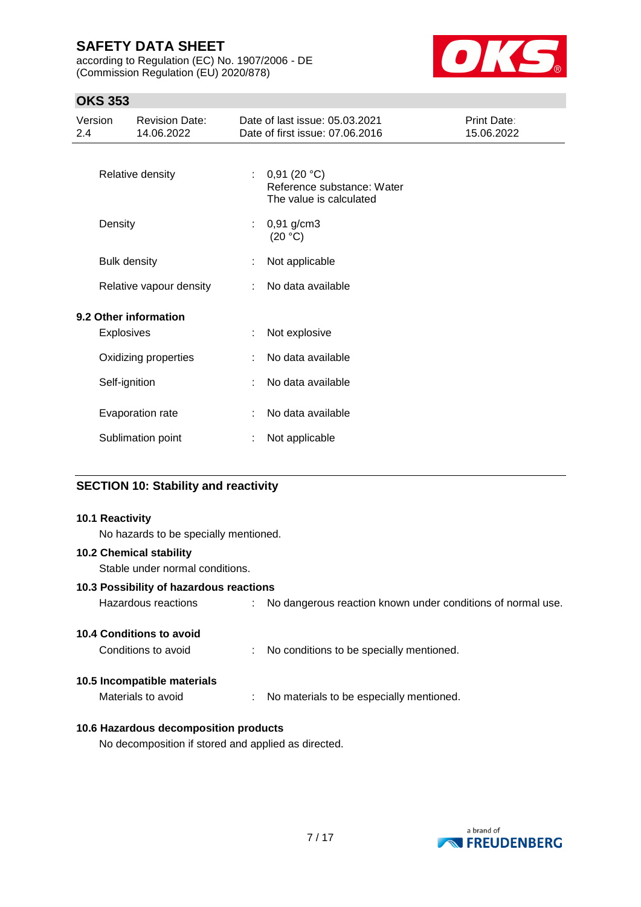| | | |
|---|---|---|
| Relative density | : | 0,91 (20 °C)<br>Reference substance: Water<br>The value is calculated |
| Density | : | 0,91 g/cm3<br>(20 °C) |
| Bulk density | : | Not applicable |
| Relative vapour density | : | No data available |

### 9.2 Other information

| | | |
|---|---|---|
| Explosives | : | Not explosive |
| Oxidizing properties | : | No data available |
| Self-ignition | : | No data available |
| Evaporation rate | : | No data available |
| Sublimation point | : | Not applicable |

## SECTION 10: Stability and reactivity

### 10.1 Reactivity

No hazards to be specially mentioned.

### 10.2 Chemical stability

Stable under normal conditions.

### 10.3 Possibility of hazardous reactions

Hazardous reactions : No dangerous reaction known under conditions of normal use.

### 10.4 Conditions to avoid

Conditions to avoid : No conditions to be specially mentioned.

### 10.5 Incompatible materials

Materials to avoid : No materials to be especially mentioned.

### 10.6 Hazardous decomposition products

No decomposition if stored and applied as directed.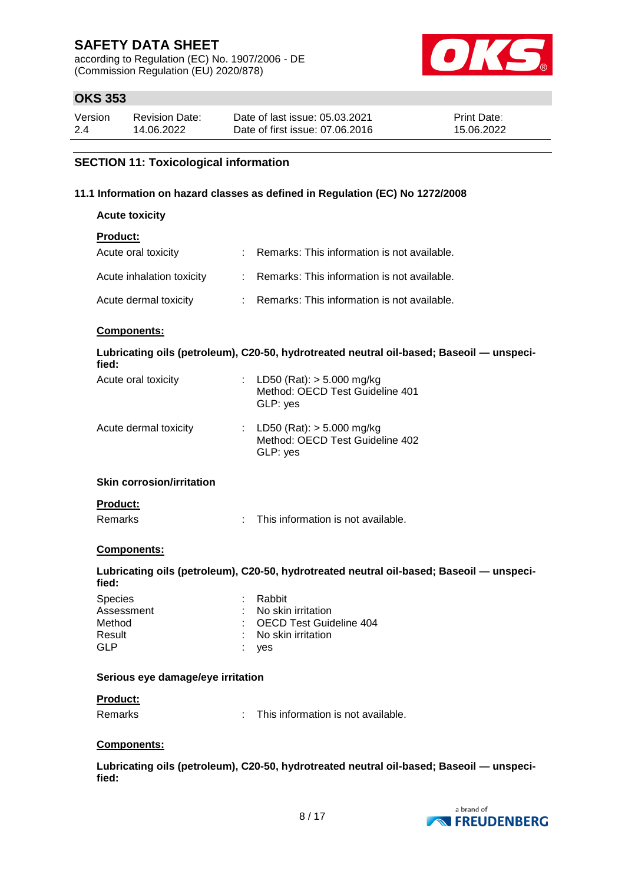## SECTION 11: Toxicological information

### 11.1 Information on hazard classes as defined in Regulation (EC) No 1272/2008

**Acute toxicity**

**Product:**

| | | |
|---|---|---|
| Acute oral toxicity | : | Remarks: This information is not available. |
| Acute inhalation toxicity | : | Remarks: This information is not available. |
| Acute dermal toxicity | : | Remarks: This information is not available. |

**Components:**

**Lubricating oils (petroleum), C20-50, hydrotreated neutral oil-based; Baseoil — unspecified:**

| | | |
|---|---|---|
| Acute oral toxicity | : | LD50 (Rat): > 5.000 mg/kg<br>Method: OECD Test Guideline 401<br>GLP: yes |
| Acute dermal toxicity | : | LD50 (Rat): > 5.000 mg/kg<br>Method: OECD Test Guideline 402<br>GLP: yes |

**Skin corrosion/irritation**

**Product:**

| | | |
|---|---|---|
| Remarks | : | This information is not available. |

**Components:**

**Lubricating oils (petroleum), C20-50, hydrotreated neutral oil-based; Baseoil — unspecified:**

| | | |
|---|---|---|
| Species | : | Rabbit |
| Assessment | : | No skin irritation |
| Method | : | OECD Test Guideline 404 |
| Result | : | No skin irritation |
| GLP | : | yes |

**Serious eye damage/eye irritation**

**Product:**

| | | |
|---|---|---|
| Remarks | : | This information is not available. |

**Components:**

**Lubricating oils (petroleum), C20-50, hydrotreated neutral oil-based; Baseoil — unspecified:**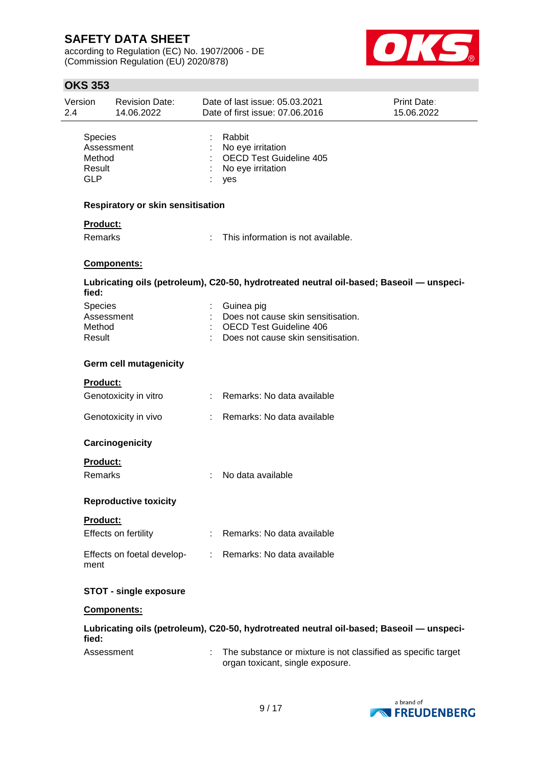| | | |
|---|---|---|
| Species | : | Rabbit |
| Assessment | : | No eye irritation |
| Method | : | OECD Test Guideline 405 |
| Result | : | No eye irritation |
| GLP | : | yes |

### Respiratory or skin sensitisation

**Product:**

| | | |
|---|---|---|
| Remarks | : | This information is not available. |

**Components:**

**Lubricating oils (petroleum), C20-50, hydrotreated neutral oil-based; Baseoil — unspecified:**

| | | |
|---|---|---|
| Species | : | Guinea pig |
| Assessment | : | Does not cause skin sensitisation. |
| Method | : | OECD Test Guideline 406 |
| Result | : | Does not cause skin sensitisation. |

### Germ cell mutagenicity

**Product:**

| | | |
|---|---|---|
| Genotoxicity in vitro | : | Remarks: No data available |
| Genotoxicity in vivo | : | Remarks: No data available |

### Carcinogenicity

**Product:**

| | | |
|---|---|---|
| Remarks | : | No data available |

### Reproductive toxicity

**Product:**

| | | |
|---|---|---|
| Effects on fertility | : | Remarks: No data available |
| Effects on foetal development | : | Remarks: No data available |

### STOT - single exposure

**Components:**

**Lubricating oils (petroleum), C20-50, hydrotreated neutral oil-based; Baseoil — unspecified:**

| | | |
|---|---|---|
| Assessment | : | The substance or mixture is not classified as specific target organ toxicant, single exposure. |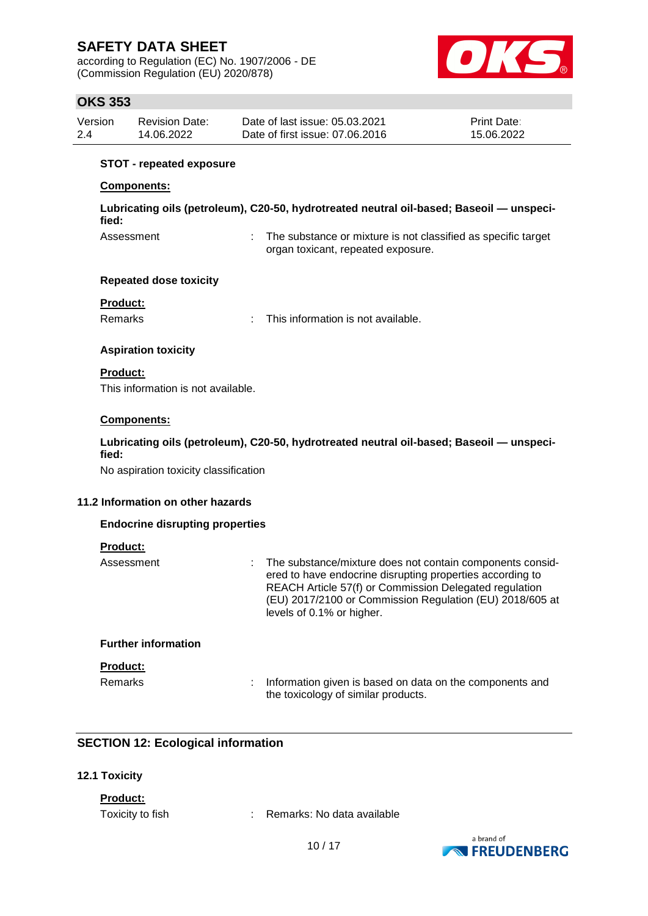**STOT - repeated exposure**

**Components:**

**Lubricating oils (petroleum), C20-50, hydrotreated neutral oil-based; Baseoil — unspecified:**

Assessment : The substance or mixture is not classified as specific target organ toxicant, repeated exposure.

**Repeated dose toxicity**

**Product:**

Remarks : This information is not available.

**Aspiration toxicity**

**Product:**

This information is not available.

**Components:**

**Lubricating oils (petroleum), C20-50, hydrotreated neutral oil-based; Baseoil — unspecified:**

No aspiration toxicity classification

**11.2 Information on other hazards**

**Endocrine disrupting properties**

**Product:**

Assessment : The substance/mixture does not contain components considered to have endocrine disrupting properties according to REACH Article 57(f) or Commission Delegated regulation (EU) 2017/2100 or Commission Regulation (EU) 2018/605 at levels of 0.1% or higher.

**Further information**

**Product:**

Remarks : Information given is based on data on the components and the toxicology of similar products.

## SECTION 12: Ecological information

**12.1 Toxicity**

**Product:**

Toxicity to fish : Remarks: No data available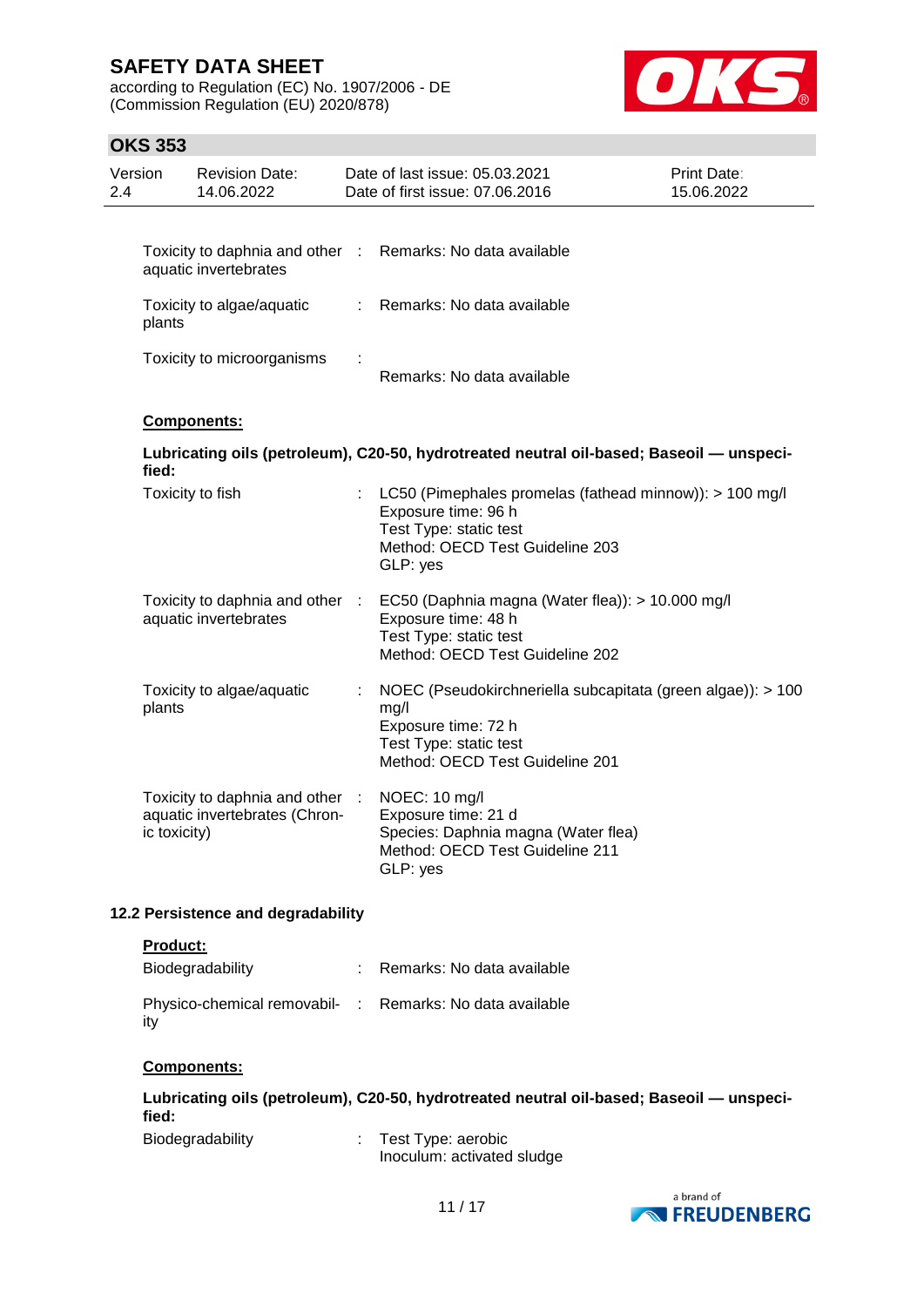| | | |
|---|---|---|
| Toxicity to daphnia and other aquatic invertebrates | : | Remarks: No data available |
| Toxicity to algae/aquatic plants | : | Remarks: No data available |
| Toxicity to microorganisms | : | Remarks: No data available |

**Components:**

**Lubricating oils (petroleum), C20-50, hydrotreated neutral oil-based; Baseoil — unspecified:**

| | | |
|---|---|---|
| Toxicity to fish | : | LC50 (Pimephales promelas (fathead minnow)): > 100 mg/l<br>Exposure time: 96 h<br>Test Type: static test<br>Method: OECD Test Guideline 203<br>GLP: yes |
| Toxicity to daphnia and other aquatic invertebrates | : | EC50 (Daphnia magna (Water flea)): > 10.000 mg/l<br>Exposure time: 48 h<br>Test Type: static test<br>Method: OECD Test Guideline 202 |
| Toxicity to algae/aquatic plants | : | NOEC (Pseudokirchneriella subcapitata (green algae)): > 100 mg/l<br>Exposure time: 72 h<br>Test Type: static test<br>Method: OECD Test Guideline 201 |
| Toxicity to daphnia and other aquatic invertebrates (Chronic toxicity) | : | NOEC: 10 mg/l<br>Exposure time: 21 d<br>Species: Daphnia magna (Water flea)<br>Method: OECD Test Guideline 211<br>GLP: yes |

### 12.2 Persistence and degradability

**Product:**

| | | |
|---|---|---|
| Biodegradability | : | Remarks: No data available |
| Physico-chemical removability | : | Remarks: No data available |

**Components:**

**Lubricating oils (petroleum), C20-50, hydrotreated neutral oil-based; Baseoil — unspecified:**

| | | |
|---|---|---|
| Biodegradability | : | Test Type: aerobic<br>Inoculum: activated sludge |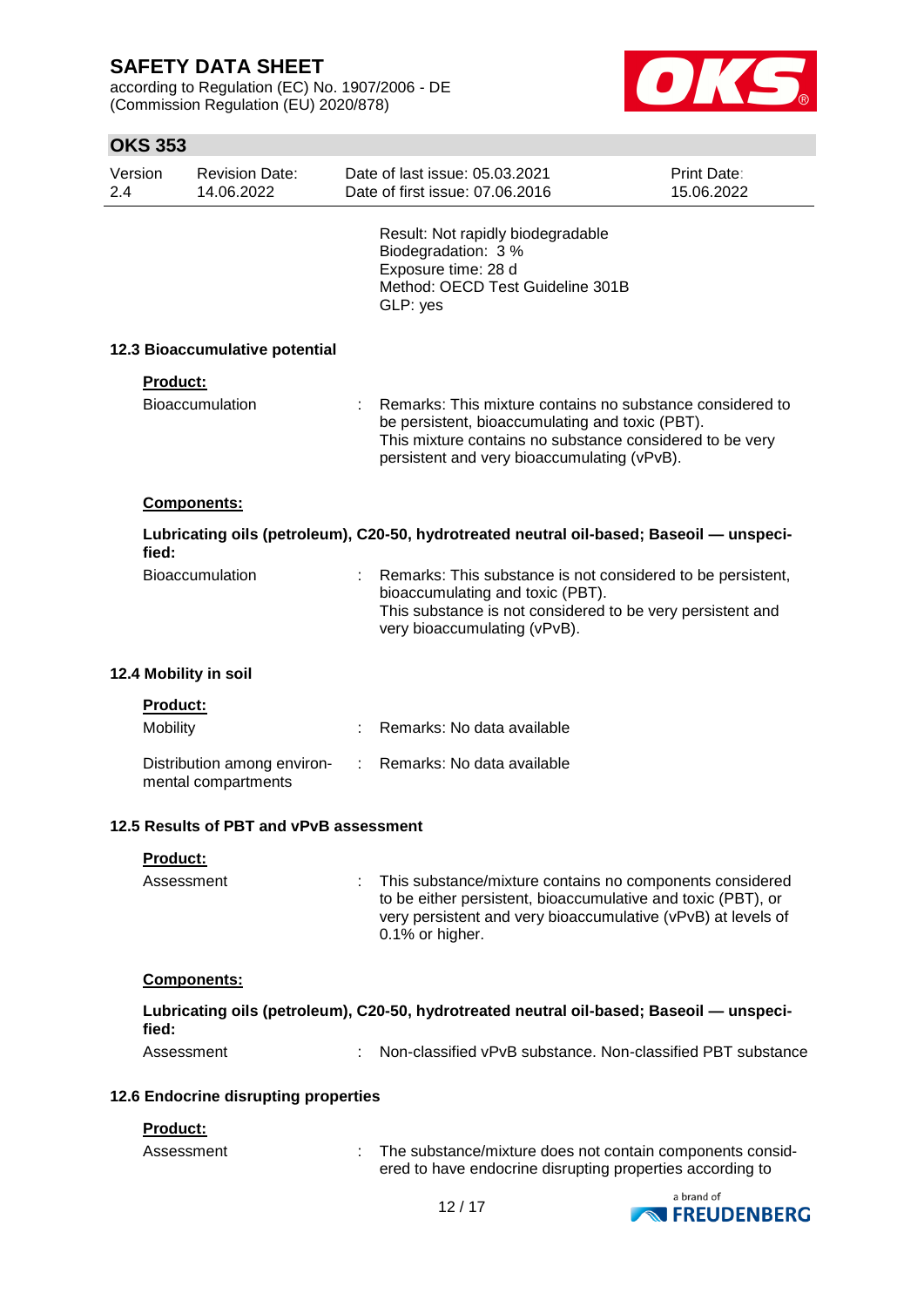Result: Not rapidly biodegradable
Biodegradation: 3 %
Exposure time: 28 d
Method: OECD Test Guideline 301B
GLP: yes

### 12.3 Bioaccumulative potential

**Product:**

| | |
|---|---|
| Bioaccumulation | : Remarks: This mixture contains no substance considered to be persistent, bioaccumulating and toxic (PBT). This mixture contains no substance considered to be very persistent and very bioaccumulating (vPvB). |

**Components:**

**Lubricating oils (petroleum), C20-50, hydrotreated neutral oil-based; Baseoil — unspecified:**

| | |
|---|---|
| Bioaccumulation | : Remarks: This substance is not considered to be persistent, bioaccumulating and toxic (PBT). This substance is not considered to be very persistent and very bioaccumulating (vPvB). |

### 12.4 Mobility in soil

**Product:**

| | |
|---|---|
| Mobility | : Remarks: No data available |
| Distribution among environmental compartments | : Remarks: No data available |

### 12.5 Results of PBT and vPvB assessment

**Product:**

| | |
|---|---|
| Assessment | : This substance/mixture contains no components considered to be either persistent, bioaccumulative and toxic (PBT), or very persistent and very bioaccumulative (vPvB) at levels of 0.1% or higher. |

**Components:**

**Lubricating oils (petroleum), C20-50, hydrotreated neutral oil-based; Baseoil — unspecified:**

| | |
|---|---|
| Assessment | : Non-classified vPvB substance. Non-classified PBT substance |

### 12.6 Endocrine disrupting properties

**Product:**

| | |
|---|---|
| Assessment | : The substance/mixture does not contain components considered to have endocrine disrupting properties according to |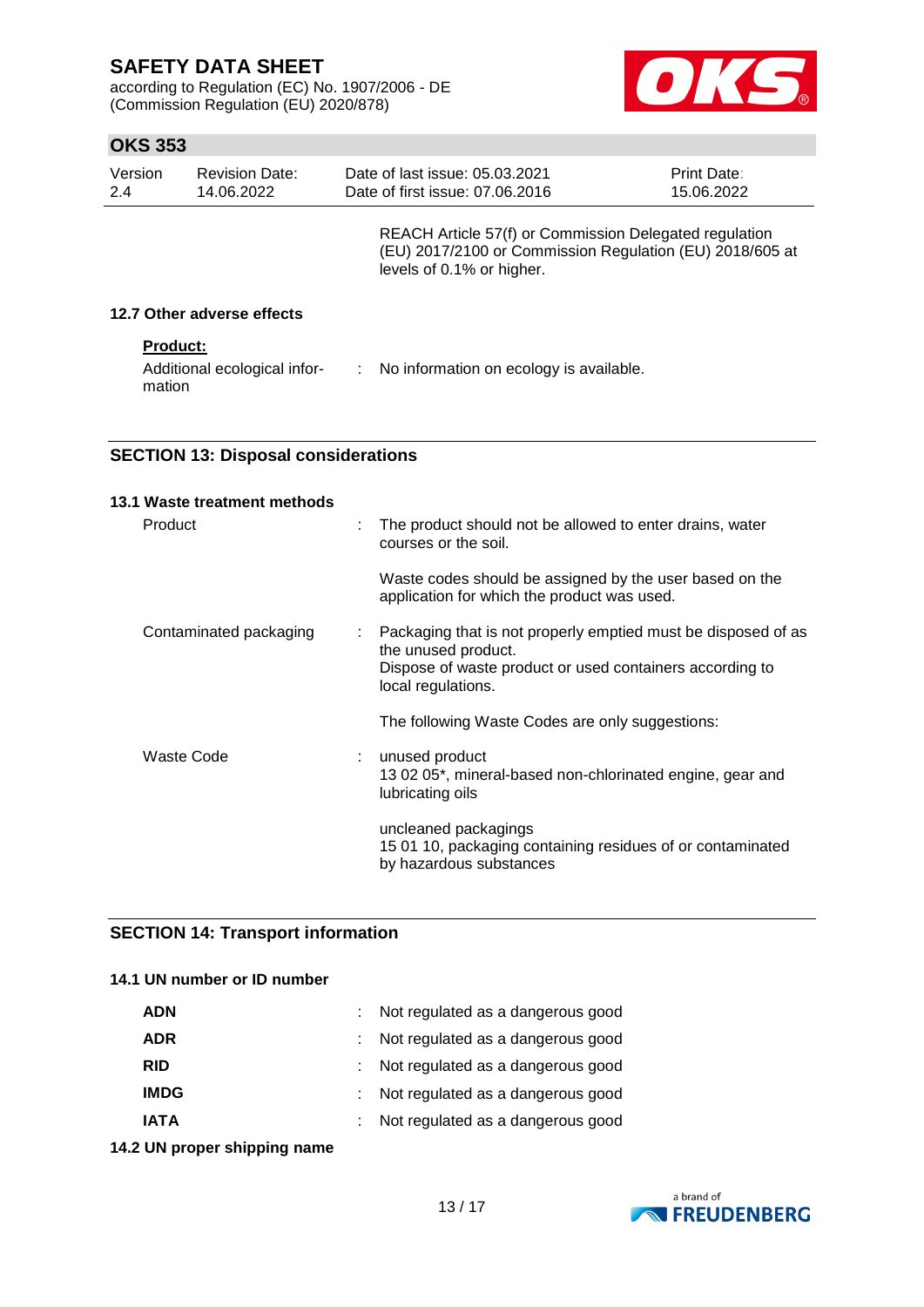REACH Article 57(f) or Commission Delegated regulation (EU) 2017/2100 or Commission Regulation (EU) 2018/605 at levels of 0.1% or higher.

### 12.7 Other adverse effects

**Product:**

Additional ecological information : No information on ecology is available.

## SECTION 13: Disposal considerations

### 13.1 Waste treatment methods

Product : The product should not be allowed to enter drains, water courses or the soil.

Waste codes should be assigned by the user based on the application for which the product was used.

Contaminated packaging : Packaging that is not properly emptied must be disposed of as the unused product.
Dispose of waste product or used containers according to local regulations.

The following Waste Codes are only suggestions:

Waste Code : unused product
13 02 05*, mineral-based non-chlorinated engine, gear and lubricating oils

uncleaned packagings
15 01 10, packaging containing residues of or contaminated by hazardous substances

## SECTION 14: Transport information

### 14.1 UN number or ID number

**ADN** : Not regulated as a dangerous good

**ADR** : Not regulated as a dangerous good

**RID** : Not regulated as a dangerous good

**IMDG** : Not regulated as a dangerous good

**IATA** : Not regulated as a dangerous good

### 14.2 UN proper shipping name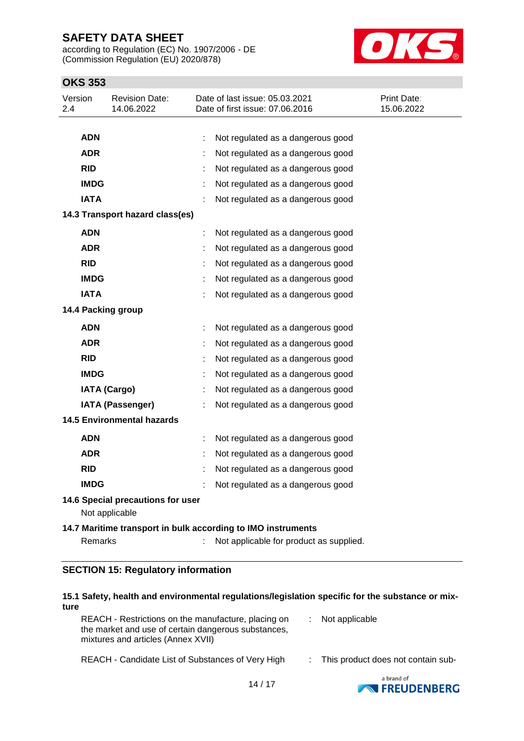| | | |
|---|---|---|
| **ADN** | : | Not regulated as a dangerous good |
| **ADR** | : | Not regulated as a dangerous good |
| **RID** | : | Not regulated as a dangerous good |
| **IMDG** | : | Not regulated as a dangerous good |
| **IATA** | : | Not regulated as a dangerous good |

**14.3 Transport hazard class(es)**

| | | |
|---|---|---|
| **ADN** | : | Not regulated as a dangerous good |
| **ADR** | : | Not regulated as a dangerous good |
| **RID** | : | Not regulated as a dangerous good |
| **IMDG** | : | Not regulated as a dangerous good |
| **IATA** | : | Not regulated as a dangerous good |

**14.4 Packing group**

| | | |
|---|---|---|
| **ADN** | : | Not regulated as a dangerous good |
| **ADR** | : | Not regulated as a dangerous good |
| **RID** | : | Not regulated as a dangerous good |
| **IMDG** | : | Not regulated as a dangerous good |
| **IATA (Cargo)** | : | Not regulated as a dangerous good |
| **IATA (Passenger)** | : | Not regulated as a dangerous good |

**14.5 Environmental hazards**

| | | |
|---|---|---|
| **ADN** | : | Not regulated as a dangerous good |
| **ADR** | : | Not regulated as a dangerous good |
| **RID** | : | Not regulated as a dangerous good |
| **IMDG** | : | Not regulated as a dangerous good |

**14.6 Special precautions for user**

Not applicable

**14.7 Maritime transport in bulk according to IMO instruments**

Remarks : Not applicable for product as supplied.

## SECTION 15: Regulatory information

**15.1 Safety, health and environmental regulations/legislation specific for the substance or mixture**

REACH - Restrictions on the manufacture, placing on the market and use of certain dangerous substances, mixtures and articles (Annex XVII) : Not applicable

REACH - Candidate List of Substances of Very High : This product does not contain sub-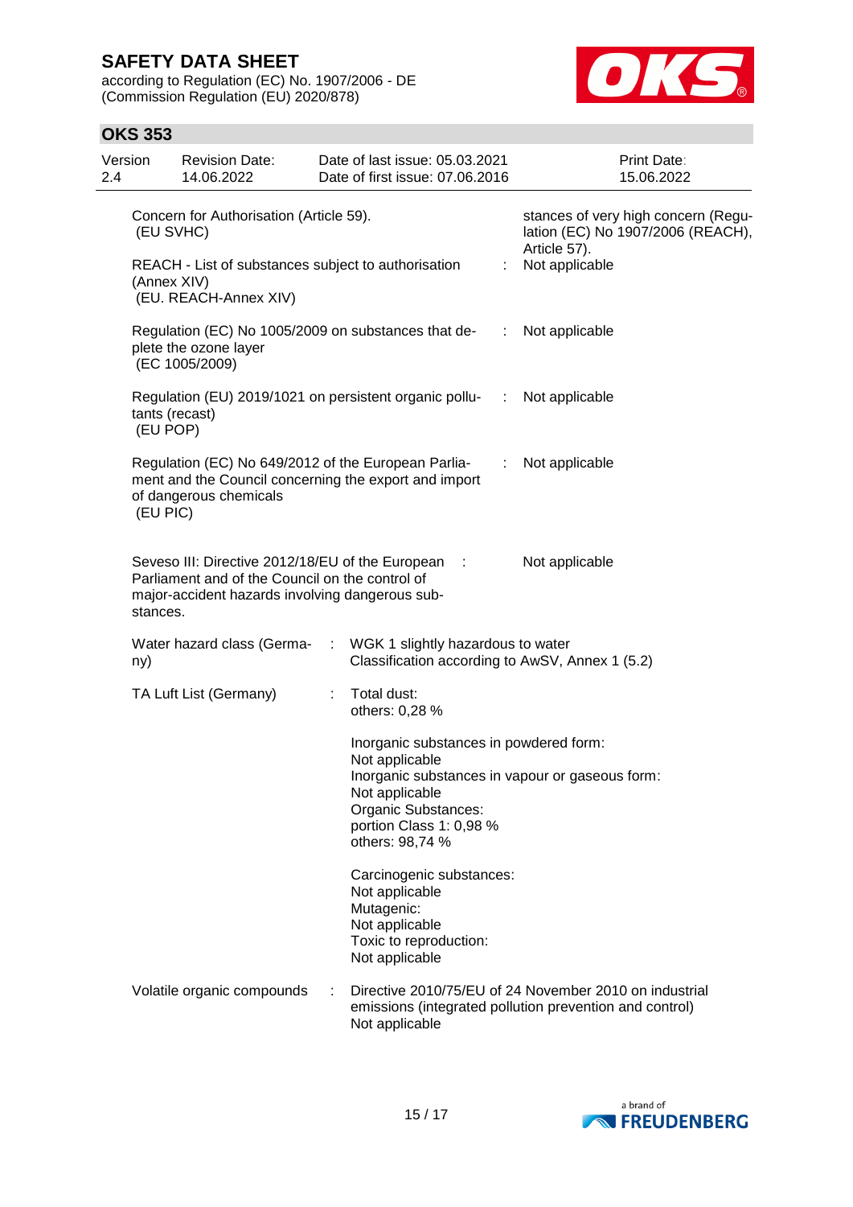| | | |
|---|---|---|
| Concern for Authorisation (Article 59). (EU SVHC) | | stances of very high concern (Regulation (EC) No 1907/2006 (REACH), Article 57). |
| REACH - List of substances subject to authorisation (Annex XIV) (EU. REACH-Annex XIV) | : | Not applicable |
| Regulation (EC) No 1005/2009 on substances that deplete the ozone layer (EC 1005/2009) | : | Not applicable |
| Regulation (EU) 2019/1021 on persistent organic pollutants (recast) (EU POP) | : | Not applicable |
| Regulation (EC) No 649/2012 of the European Parliament and the Council concerning the export and import of dangerous chemicals (EU PIC) | : | Not applicable |
| Seveso III: Directive 2012/18/EU of the European Parliament and of the Council on the control of major-accident hazards involving dangerous substances. | : | Not applicable |

| | | |
|---|---|---|
| Water hazard class (Germany) | : | WGK 1 slightly hazardous to water<br>Classification according to AwSV, Annex 1 (5.2) |
| TA Luft List (Germany) | : | Total dust:<br>others: 0,28 %<br><br>Inorganic substances in powdered form:<br>Not applicable<br>Inorganic substances in vapour or gaseous form:<br>Not applicable<br>Organic Substances:<br>portion Class 1: 0,98 %<br>others: 98,74 %<br><br>Carcinogenic substances:<br>Not applicable<br>Mutagenic:<br>Not applicable<br>Toxic to reproduction:<br>Not applicable |
| Volatile organic compounds | : | Directive 2010/75/EU of 24 November 2010 on industrial emissions (integrated pollution prevention and control)<br>Not applicable |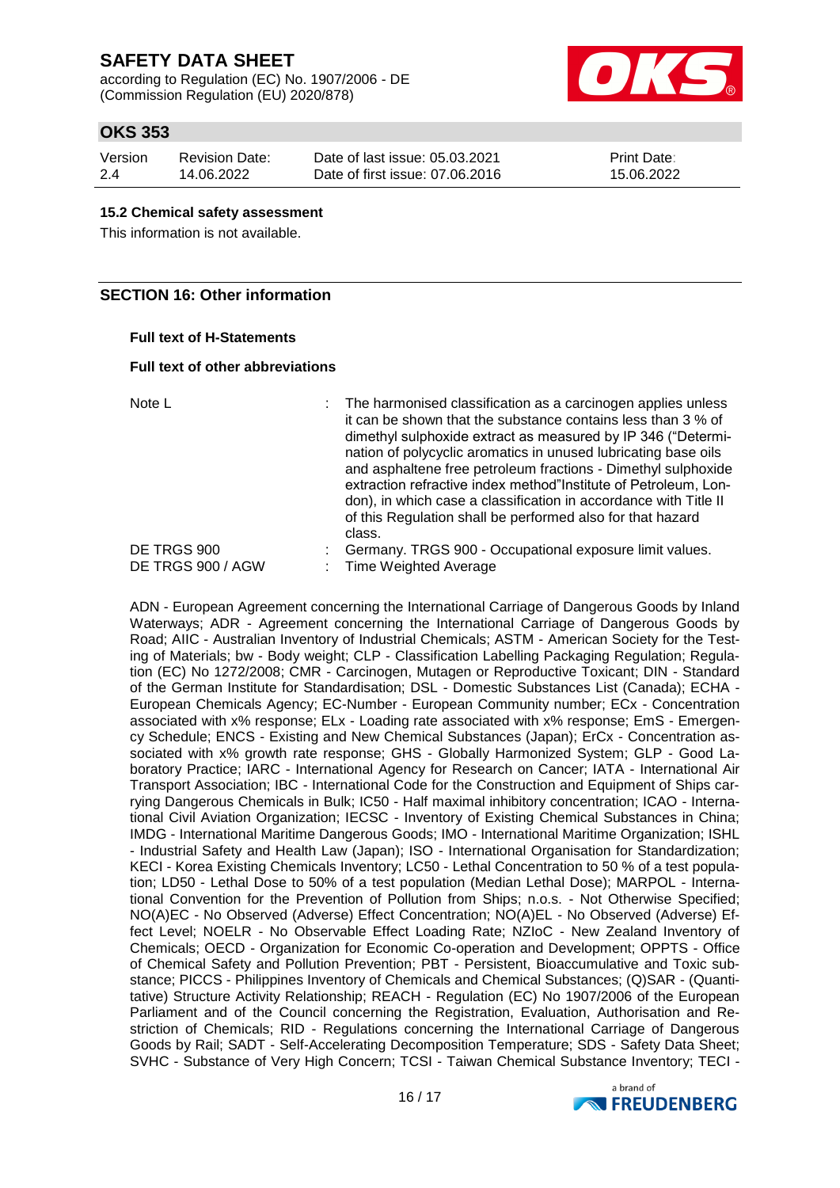#### 15.2 Chemical safety assessment

This information is not available.

## SECTION 16: Other information

**Full text of H-Statements**

**Full text of other abbreviations**

| | | |
|---|---|---|
| Note L | : | The harmonised classification as a carcinogen applies unless it can be shown that the substance contains less than 3 % of dimethyl sulphoxide extract as measured by IP 346 ("Determination of polycyclic aromatics in unused lubricating base oils and asphaltene free petroleum fractions - Dimethyl sulphoxide extraction refractive index method"Institute of Petroleum, London), in which case a classification in accordance with Title II of this Regulation shall be performed also for that hazard class. |
| DE TRGS 900 | : | Germany. TRGS 900 - Occupational exposure limit values. |
| DE TRGS 900 / AGW | : | Time Weighted Average |

ADN - European Agreement concerning the International Carriage of Dangerous Goods by Inland Waterways; ADR - Agreement concerning the International Carriage of Dangerous Goods by Road; AIIC - Australian Inventory of Industrial Chemicals; ASTM - American Society for the Testing of Materials; bw - Body weight; CLP - Classification Labelling Packaging Regulation; Regulation (EC) No 1272/2008; CMR - Carcinogen, Mutagen or Reproductive Toxicant; DIN - Standard of the German Institute for Standardisation; DSL - Domestic Substances List (Canada); ECHA - European Chemicals Agency; EC-Number - European Community number; ECx - Concentration associated with x% response; ELx - Loading rate associated with x% response; EmS - Emergency Schedule; ENCS - Existing and New Chemical Substances (Japan); ErCx - Concentration associated with x% growth rate response; GHS - Globally Harmonized System; GLP - Good Laboratory Practice; IARC - International Agency for Research on Cancer; IATA - International Air Transport Association; IBC - International Code for the Construction and Equipment of Ships carrying Dangerous Chemicals in Bulk; IC50 - Half maximal inhibitory concentration; ICAO - International Civil Aviation Organization; IECSC - Inventory of Existing Chemical Substances in China; IMDG - International Maritime Dangerous Goods; IMO - International Maritime Organization; ISHL - Industrial Safety and Health Law (Japan); ISO - International Organisation for Standardization; KECI - Korea Existing Chemicals Inventory; LC50 - Lethal Concentration to 50 % of a test population; LD50 - Lethal Dose to 50% of a test population (Median Lethal Dose); MARPOL - International Convention for the Prevention of Pollution from Ships; n.o.s. - Not Otherwise Specified; NO(A)EC - No Observed (Adverse) Effect Concentration; NO(A)EL - No Observed (Adverse) Effect Level; NOELR - No Observable Effect Loading Rate; NZIoC - New Zealand Inventory of Chemicals; OECD - Organization for Economic Co-operation and Development; OPPTS - Office of Chemical Safety and Pollution Prevention; PBT - Persistent, Bioaccumulative and Toxic substance; PICCS - Philippines Inventory of Chemicals and Chemical Substances; (Q)SAR - (Quantitative) Structure Activity Relationship; REACH - Regulation (EC) No 1907/2006 of the European Parliament and of the Council concerning the Registration, Evaluation, Authorisation and Restriction of Chemicals; RID - Regulations concerning the International Carriage of Dangerous Goods by Rail; SADT - Self-Accelerating Decomposition Temperature; SDS - Safety Data Sheet; SVHC - Substance of Very High Concern; TCSI - Taiwan Chemical Substance Inventory; TECI -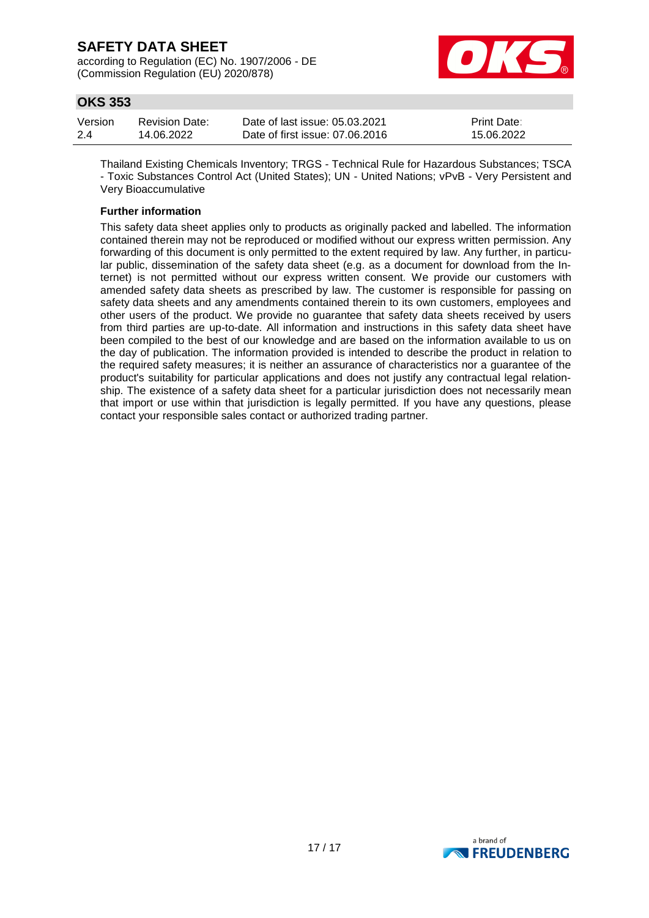Thailand Existing Chemicals Inventory; TRGS - Technical Rule for Hazardous Substances; TSCA - Toxic Substances Control Act (United States); UN - United Nations; vPvB - Very Persistent and Very Bioaccumulative

**Further information**

This safety data sheet applies only to products as originally packed and labelled. The information contained therein may not be reproduced or modified without our express written permission. Any forwarding of this document is only permitted to the extent required by law. Any further, in particular public, dissemination of the safety data sheet (e.g. as a document for download from the Internet) is not permitted without our express written consent. We provide our customers with amended safety data sheets as prescribed by law. The customer is responsible for passing on safety data sheets and any amendments contained therein to its own customers, employees and other users of the product. We provide no guarantee that safety data sheets received by users from third parties are up-to-date. All information and instructions in this safety data sheet have been compiled to the best of our knowledge and are based on the information available to us on the day of publication. The information provided is intended to describe the product in relation to the required safety measures; it is neither an assurance of characteristics nor a guarantee of the product's suitability for particular applications and does not justify any contractual legal relationship. The existence of a safety data sheet for a particular jurisdiction does not necessarily mean that import or use within that jurisdiction is legally permitted. If you have any questions, please contact your responsible sales contact or authorized trading partner.